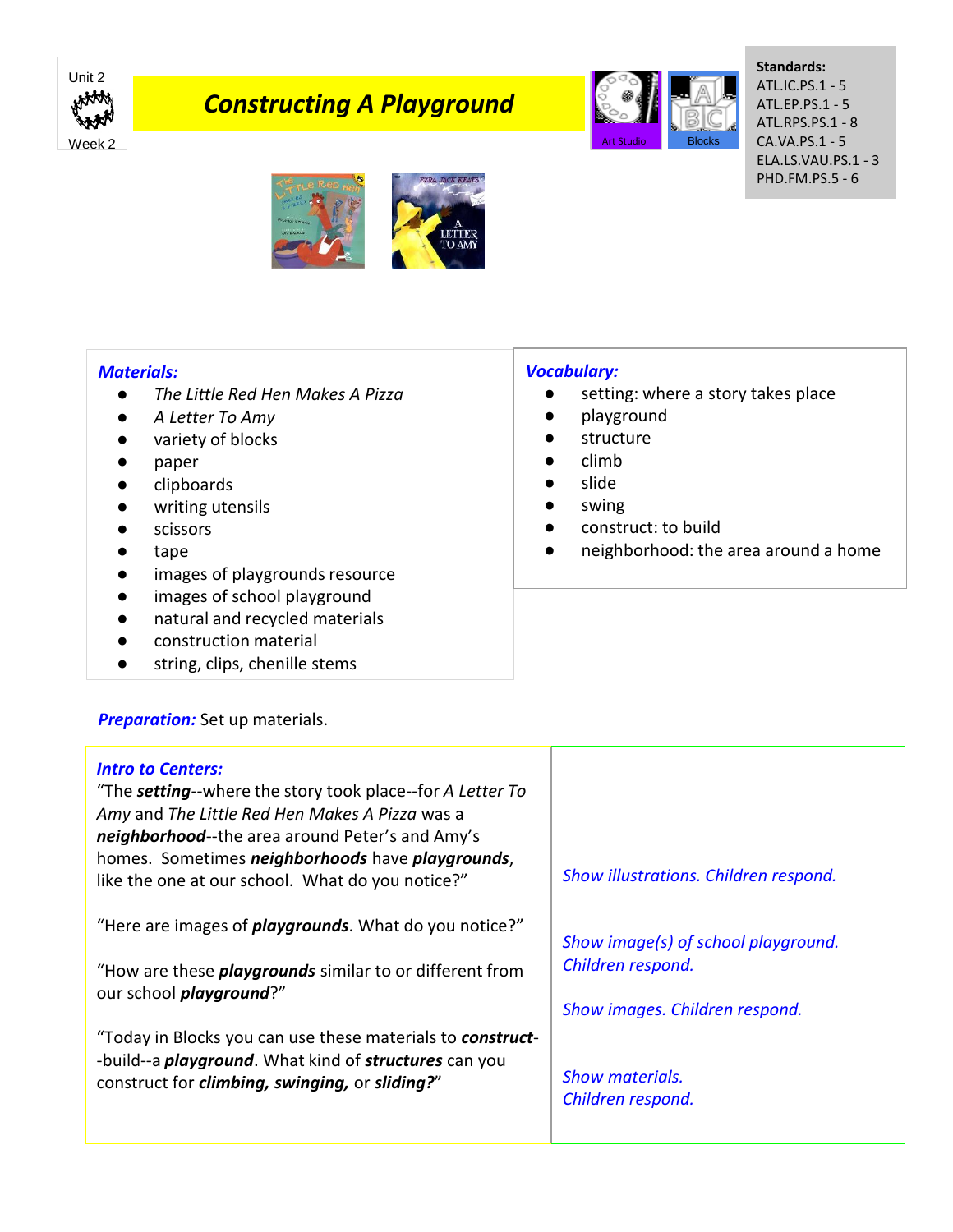Unit 2

Week 2

# Constructing A Playground

Art Studio | Blocks

**Standards:**
ATL.IC.PS.1 - 5
ATL.EP.PS.1 - 5
ATL.RPS.PS.1 - 8
CA.VA.PS.1 - 5
ELA.LS.VAU.PS.1 - 3
PHD.FM.PS.5 - 6

***Materials:***

- *The Little Red Hen Makes A Pizza*
- *A Letter To Amy*
- variety of blocks
- paper
- clipboards
- writing utensils
- scissors
- tape
- images of playgrounds resource
- images of school playground
- natural and recycled materials
- construction material
- string, clips, chenille stems

***Vocabulary:***

- setting: where a story takes place
- playground
- structure
- climb
- slide
- swing
- construct: to build
- neighborhood: the area around a home

***Preparation:*** Set up materials.

| ***Intro to Centers:*** | |
|---|---|
| "The ***setting***--where the story took place--for *A Letter To Amy* and *The Little Red Hen Makes A Pizza* was a ***neighborhood***--the area around Peter's and Amy's homes. Sometimes ***neighborhoods*** have ***playgrounds***, like the one at our school. What do you notice?" | *Show illustrations. Children respond.* |
| "Here are images of ***playgrounds***. What do you notice?" | *Show image(s) of school playground. Children respond.* |
| "How are these ***playgrounds*** similar to or different from our school ***playground***?" | *Show images. Children respond.* |
| "Today in Blocks you can use these materials to ***construct***--build--a ***playground***. What kind of ***structures*** can you construct for ***climbing, swinging,*** or ***sliding?***" | *Show materials. Children respond.* |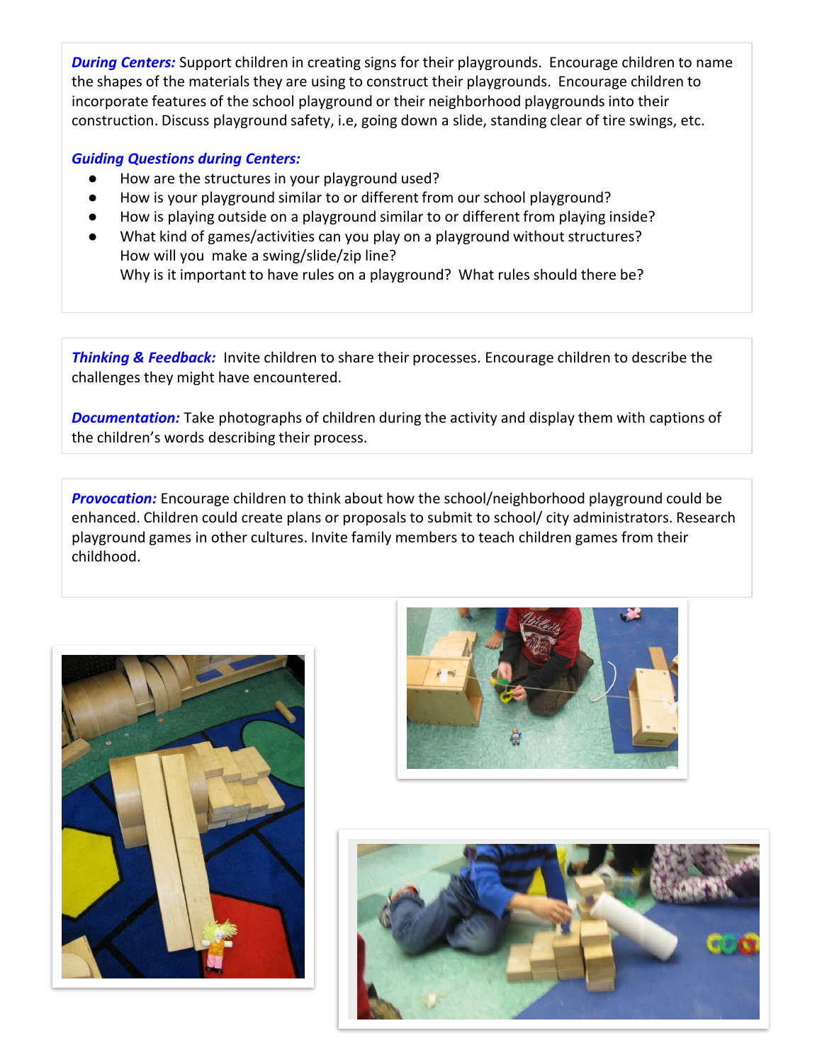***During Centers:*** Support children in creating signs for their playgrounds. Encourage children to name the shapes of the materials they are using to construct their playgrounds. Encourage children to incorporate features of the school playground or their neighborhood playgrounds into their construction. Discuss playground safety, i.e, going down a slide, standing clear of tire swings, etc.

***Guiding Questions during Centers:***

- How are the structures in your playground used?
- How is your playground similar to or different from our school playground?
- How is playing outside on a playground similar to or different from playing inside?
- What kind of games/activities can you play on a playground without structures?
  How will you make a swing/slide/zip line?
  Why is it important to have rules on a playground? What rules should there be?

***Thinking & Feedback:*** Invite children to share their processes. Encourage children to describe the challenges they might have encountered.

***Documentation:*** Take photographs of children during the activity and display them with captions of the children's words describing their process.

***Provocation:*** Encourage children to think about how the school/neighborhood playground could be enhanced. Children could create plans or proposals to submit to school/ city administrators. Research playground games in other cultures. Invite family members to teach children games from their childhood.